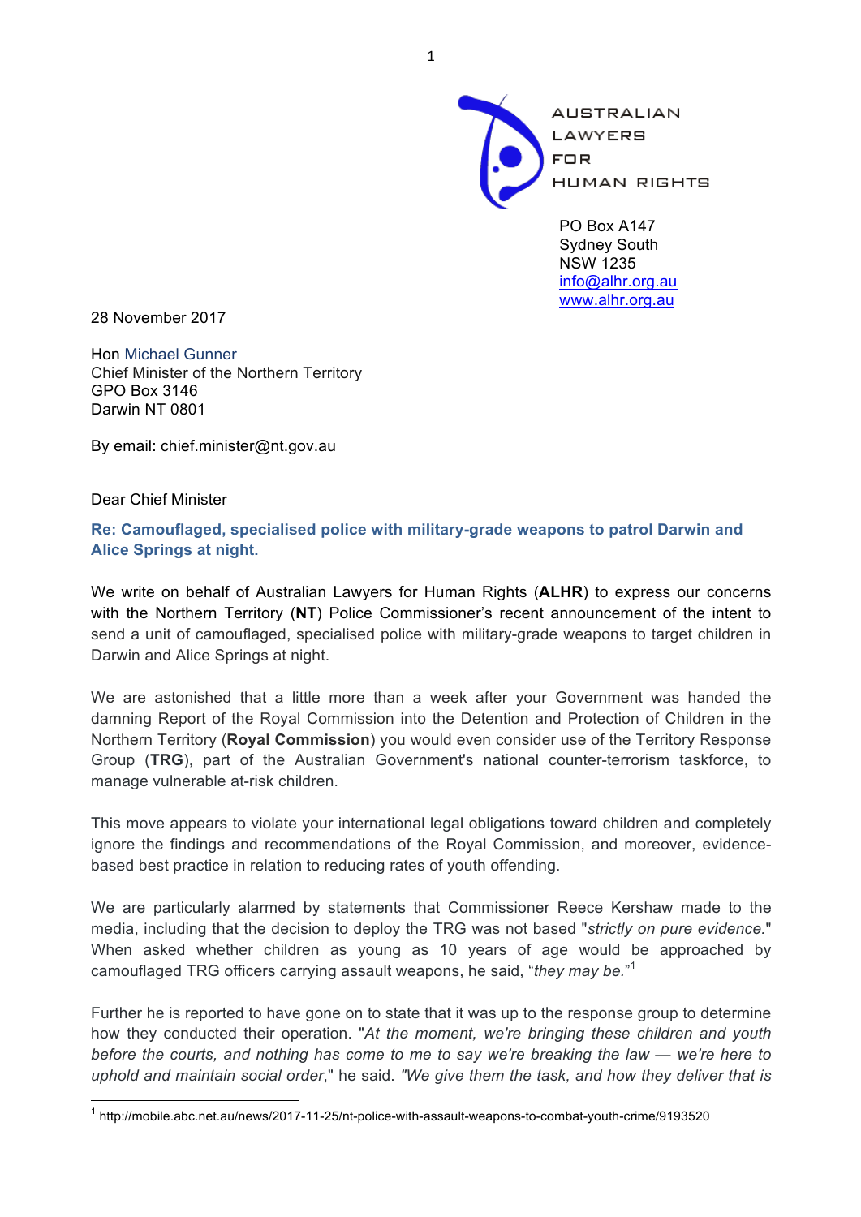AUSTRALIAN LAWYERS FOR HUMAN RIGHTS

PO Box A147
Sydney South
NSW 1235
info@alhr.org.au
www.alhr.org.au

28 November 2017

Hon Michael Gunner
Chief Minister of the Northern Territory
GPO Box 3146
Darwin NT 0801

By email: chief.minister@nt.gov.au

Dear Chief Minister

**Re: Camouflaged, specialised police with military-grade weapons to patrol Darwin and Alice Springs at night.**

We write on behalf of Australian Lawyers for Human Rights (**ALHR**) to express our concerns with the Northern Territory (**NT**) Police Commissioner's recent announcement of the intent to send a unit of camouflaged, specialised police with military-grade weapons to target children in Darwin and Alice Springs at night.

We are astonished that a little more than a week after your Government was handed the damning Report of the Royal Commission into the Detention and Protection of Children in the Northern Territory (**Royal Commission**) you would even consider use of the Territory Response Group (**TRG**), part of the Australian Government's national counter-terrorism taskforce, to manage vulnerable at-risk children.

This move appears to violate your international legal obligations toward children and completely ignore the findings and recommendations of the Royal Commission, and moreover, evidence-based best practice in relation to reducing rates of youth offending.

We are particularly alarmed by statements that Commissioner Reece Kershaw made to the media, including that the decision to deploy the TRG was not based "*strictly on pure evidence.*" When asked whether children as young as 10 years of age would be approached by camouflaged TRG officers carrying assault weapons, he said, "*they may be.*"[1]

Further he is reported to have gone on to state that it was up to the response group to determine how they conducted their operation. "*At the moment, we're bringing these children and youth before the courts, and nothing has come to me to say we're breaking the law — we're here to uphold and maintain social order*," he said. *"We give them the task, and how they deliver that is*

[1] http://mobile.abc.net.au/news/2017-11-25/nt-police-with-assault-weapons-to-combat-youth-crime/9193520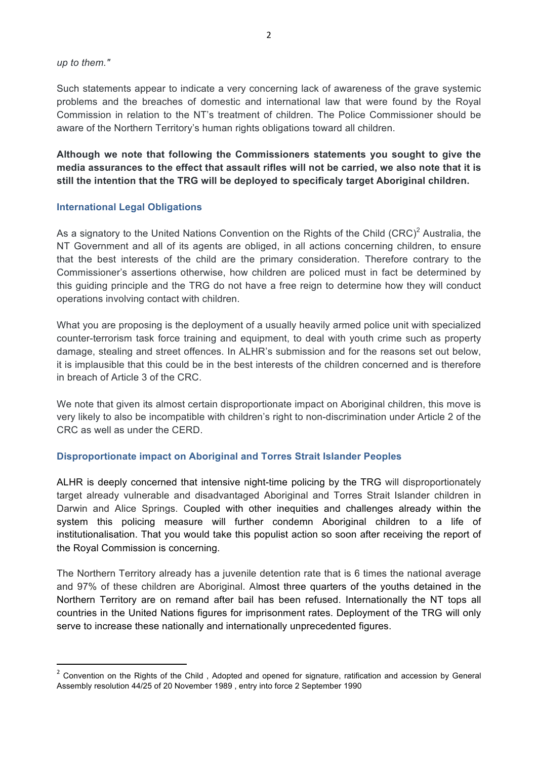*up to them."*

Such statements appear to indicate a very concerning lack of awareness of the grave systemic problems and the breaches of domestic and international law that were found by the Royal Commission in relation to the NT's treatment of children. The Police Commissioner should be aware of the Northern Territory's human rights obligations toward all children.

**Although we note that following the Commissioners statements you sought to give the media assurances to the effect that assault rifles will not be carried, we also note that it is still the intention that the TRG will be deployed to specificaly target Aboriginal children.**

### International Legal Obligations

As a signatory to the United Nations Convention on the Rights of the Child (CRC)[2] Australia, the NT Government and all of its agents are obliged, in all actions concerning children, to ensure that the best interests of the child are the primary consideration. Therefore contrary to the Commissioner's assertions otherwise, how children are policed must in fact be determined by this guiding principle and the TRG do not have a free reign to determine how they will conduct operations involving contact with children.

What you are proposing is the deployment of a usually heavily armed police unit with specialized counter-terrorism task force training and equipment, to deal with youth crime such as property damage, stealing and street offences. In ALHR's submission and for the reasons set out below, it is implausible that this could be in the best interests of the children concerned and is therefore in breach of Article 3 of the CRC.

We note that given its almost certain disproportionate impact on Aboriginal children, this move is very likely to also be incompatible with children's right to non-discrimination under Article 2 of the CRC as well as under the CERD.

### Disproportionate impact on Aboriginal and Torres Strait Islander Peoples

ALHR is deeply concerned that intensive night-time policing by the TRG will disproportionately target already vulnerable and disadvantaged Aboriginal and Torres Strait Islander children in Darwin and Alice Springs. Coupled with other inequities and challenges already within the system this policing measure will further condemn Aboriginal children to a life of institutionalisation. That you would take this populist action so soon after receiving the report of the Royal Commission is concerning.

The Northern Territory already has a juvenile detention rate that is 6 times the national average and 97% of these children are Aboriginal. Almost three quarters of the youths detained in the Northern Territory are on remand after bail has been refused. Internationally the NT tops all countries in the United Nations figures for imprisonment rates. Deployment of the TRG will only serve to increase these nationally and internationally unprecedented figures.

---

[2] Convention on the Rights of the Child , Adopted and opened for signature, ratification and accession by General Assembly resolution 44/25 of 20 November 1989 , entry into force 2 September 1990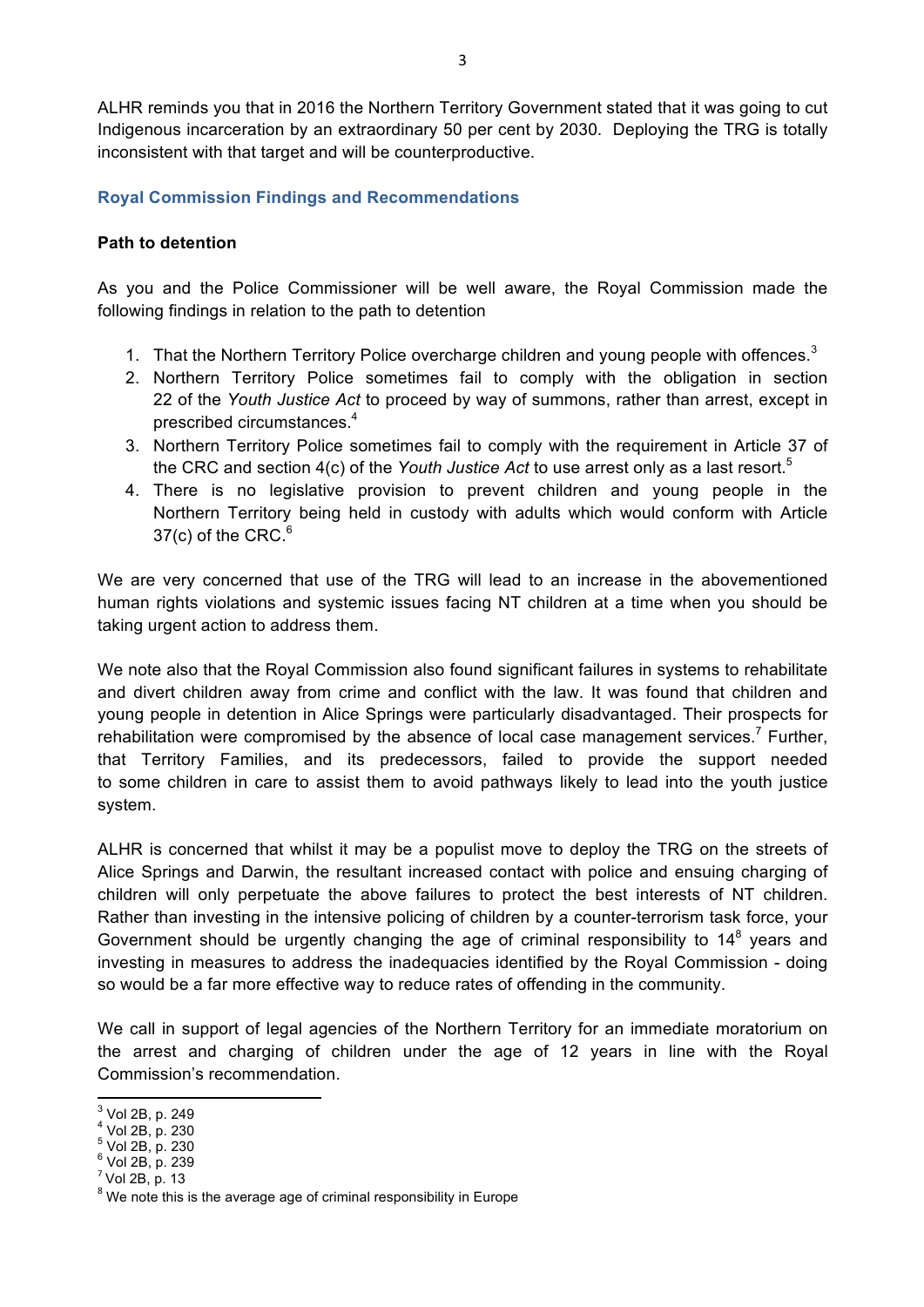ALHR reminds you that in 2016 the Northern Territory Government stated that it was going to cut Indigenous incarceration by an extraordinary 50 per cent by 2030. Deploying the TRG is totally inconsistent with that target and will be counterproductive.

## Royal Commission Findings and Recommendations

**Path to detention**

As you and the Police Commissioner will be well aware, the Royal Commission made the following findings in relation to the path to detention

1. That the Northern Territory Police overcharge children and young people with offences.[3]
2. Northern Territory Police sometimes fail to comply with the obligation in section 22 of the *Youth Justice Act* to proceed by way of summons, rather than arrest, except in prescribed circumstances.[4]
3. Northern Territory Police sometimes fail to comply with the requirement in Article 37 of the CRC and section 4(c) of the *Youth Justice Act* to use arrest only as a last resort.[5]
4. There is no legislative provision to prevent children and young people in the Northern Territory being held in custody with adults which would conform with Article 37(c) of the CRC.[6]

We are very concerned that use of the TRG will lead to an increase in the abovementioned human rights violations and systemic issues facing NT children at a time when you should be taking urgent action to address them.

We note also that the Royal Commission also found significant failures in systems to rehabilitate and divert children away from crime and conflict with the law. It was found that children and young people in detention in Alice Springs were particularly disadvantaged. Their prospects for rehabilitation were compromised by the absence of local case management services.[7] Further, that Territory Families, and its predecessors, failed to provide the support needed to some children in care to assist them to avoid pathways likely to lead into the youth justice system.

ALHR is concerned that whilst it may be a populist move to deploy the TRG on the streets of Alice Springs and Darwin, the resultant increased contact with police and ensuing charging of children will only perpetuate the above failures to protect the best interests of NT children. Rather than investing in the intensive policing of children by a counter-terrorism task force, your Government should be urgently changing the age of criminal responsibility to 14[8] years and investing in measures to address the inadequacies identified by the Royal Commission - doing so would be a far more effective way to reduce rates of offending in the community.

We call in support of legal agencies of the Northern Territory for an immediate moratorium on the arrest and charging of children under the age of 12 years in line with the Royal Commission's recommendation.

---

[3] Vol 2B, p. 249
[4] Vol 2B, p. 230
[5] Vol 2B, p. 230
[6] Vol 2B, p. 239
[7] Vol 2B, p. 13
[8] We note this is the average age of criminal responsibility in Europe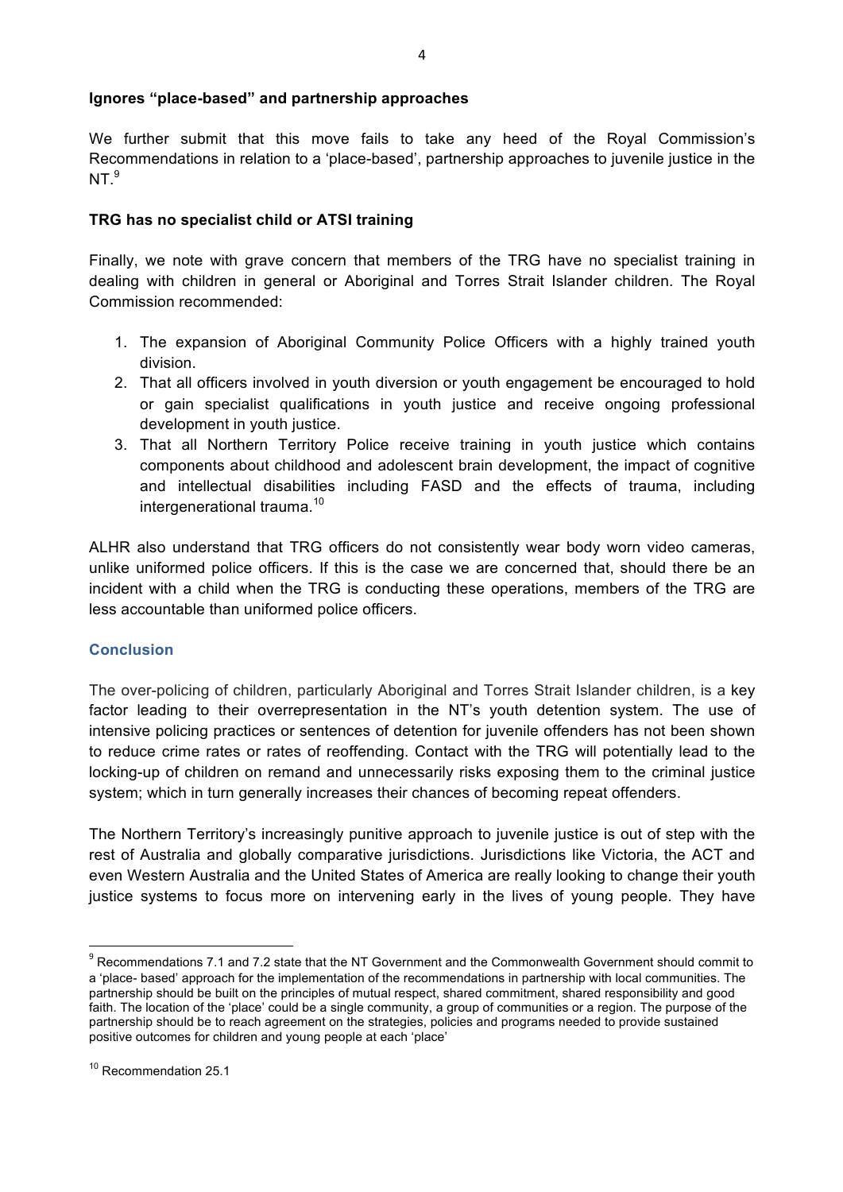**Ignores "place-based" and partnership approaches**

We further submit that this move fails to take any heed of the Royal Commission's Recommendations in relation to a 'place-based', partnership approaches to juvenile justice in the NT.[9]

**TRG has no specialist child or ATSI training**

Finally, we note with grave concern that members of the TRG have no specialist training in dealing with children in general or Aboriginal and Torres Strait Islander children. The Royal Commission recommended:

1. The expansion of Aboriginal Community Police Officers with a highly trained youth division.
2. That all officers involved in youth diversion or youth engagement be encouraged to hold or gain specialist qualifications in youth justice and receive ongoing professional development in youth justice.
3. That all Northern Territory Police receive training in youth justice which contains components about childhood and adolescent brain development, the impact of cognitive and intellectual disabilities including FASD and the effects of trauma, including intergenerational trauma.[10]

ALHR also understand that TRG officers do not consistently wear body worn video cameras, unlike uniformed police officers. If this is the case we are concerned that, should there be an incident with a child when the TRG is conducting these operations, members of the TRG are less accountable than uniformed police officers.

## Conclusion

The over-policing of children, particularly Aboriginal and Torres Strait Islander children, is a key factor leading to their overrepresentation in the NT's youth detention system. The use of intensive policing practices or sentences of detention for juvenile offenders has not been shown to reduce crime rates or rates of reoffending. Contact with the TRG will potentially lead to the locking-up of children on remand and unnecessarily risks exposing them to the criminal justice system; which in turn generally increases their chances of becoming repeat offenders.

The Northern Territory's increasingly punitive approach to juvenile justice is out of step with the rest of Australia and globally comparative jurisdictions. Jurisdictions like Victoria, the ACT and even Western Australia and the United States of America are really looking to change their youth justice systems to focus more on intervening early in the lives of young people. They have

---

[9] Recommendations 7.1 and 7.2 state that the NT Government and the Commonwealth Government should commit to a 'place- based' approach for the implementation of the recommendations in partnership with local communities. The partnership should be built on the principles of mutual respect, shared commitment, shared responsibility and good faith. The location of the 'place' could be a single community, a group of communities or a region. The purpose of the partnership should be to reach agreement on the strategies, policies and programs needed to provide sustained positive outcomes for children and young people at each 'place'

[10] Recommendation 25.1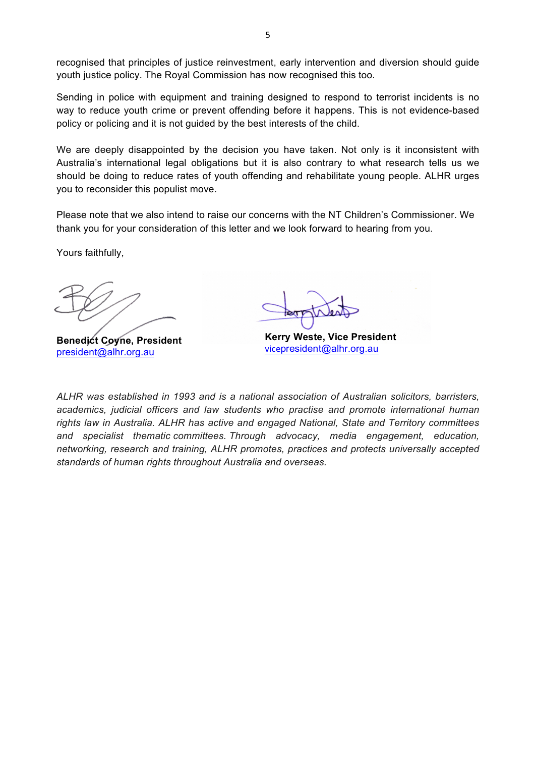recognised that principles of justice reinvestment, early intervention and diversion should guide youth justice policy. The Royal Commission has now recognised this too.

Sending in police with equipment and training designed to respond to terrorist incidents is no way to reduce youth crime or prevent offending before it happens. This is not evidence-based policy or policing and it is not guided by the best interests of the child.

We are deeply disappointed by the decision you have taken. Not only is it inconsistent with Australia's international legal obligations but it is also contrary to what research tells us we should be doing to reduce rates of youth offending and rehabilitate young people. ALHR urges you to reconsider this populist move.

Please note that we also intend to raise our concerns with the NT Children's Commissioner. We thank you for your consideration of this letter and we look forward to hearing from you.

Yours faithfully,

**Benedict Coyne, President**
president@alhr.org.au

**Kerry Weste, Vice President**
vicepresident@alhr.org.au

*ALHR was established in 1993 and is a national association of Australian solicitors, barristers, academics, judicial officers and law students who practise and promote international human rights law in Australia. ALHR has active and engaged National, State and Territory committees and specialist thematic committees. Through advocacy, media engagement, education, networking, research and training, ALHR promotes, practices and protects universally accepted standards of human rights throughout Australia and overseas.*